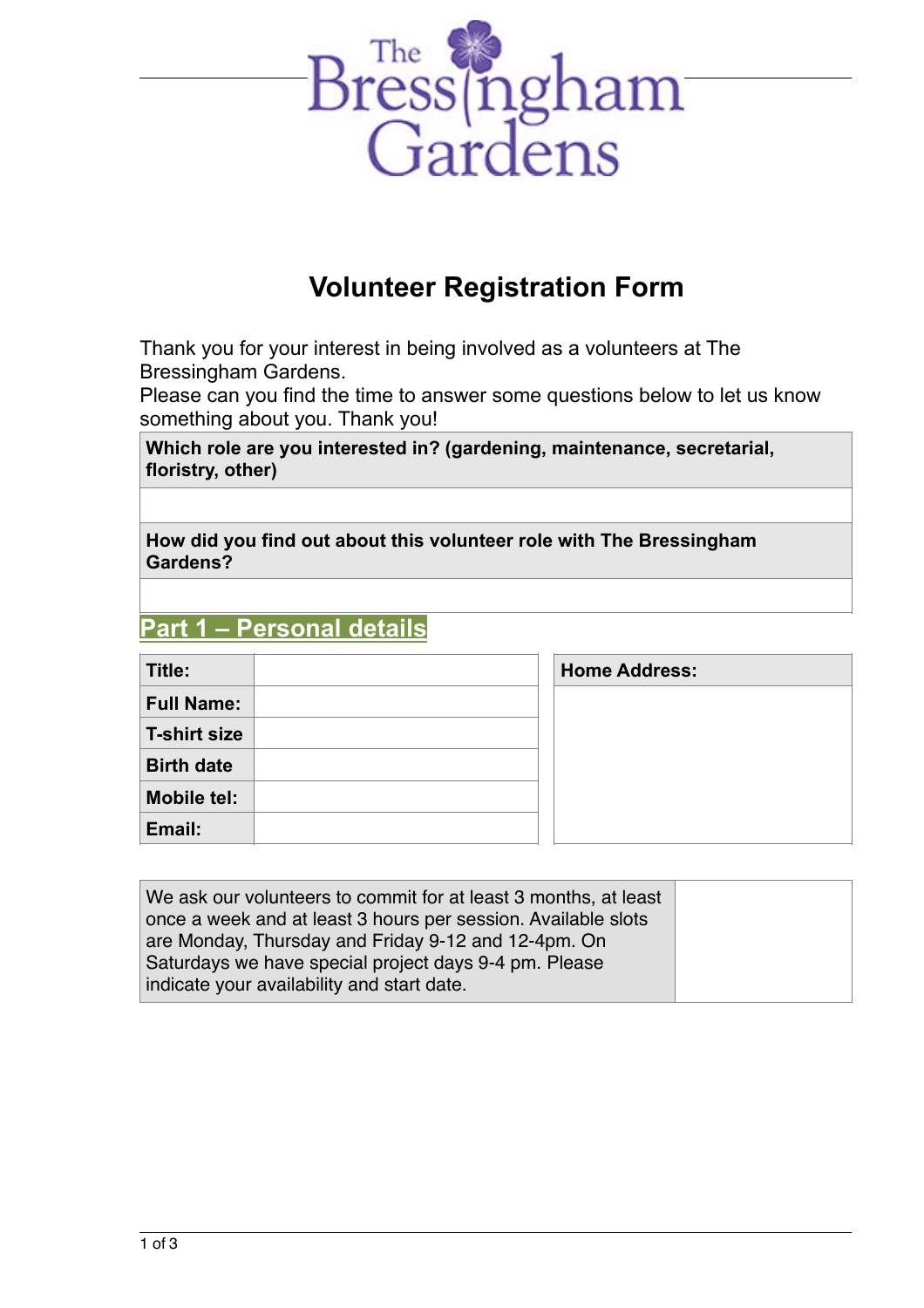# Volunteer Registration Form

Thank you for your interest in being involved as a volunteers at The Bressingham Gardens.
Please can you find the time to answer some questions below to let us know something about you. Thank you!

| **Which role are you interested in? (gardening, maintenance, secretarial, floristry, other)** |
|---|
| |
| **How did you find out about this volunteer role with The Bressingham Gardens?** |
| |

## Part 1 – Personal details

| | |
|---|---|
| **Title:** | |
| **Full Name:** | |
| **T-shirt size** | |
| **Birth date** | |
| **Mobile tel:** | |
| **Email:** | |

| **Home Address:** |
|---|
| |

| | |
|---|---|
| We ask our volunteers to commit for at least 3 months, at least once a week and at least 3 hours per session. Available slots are Monday, Thursday and Friday 9-12 and 12-4pm. On Saturdays we have special project days 9-4 pm. Please indicate your availability and start date. | |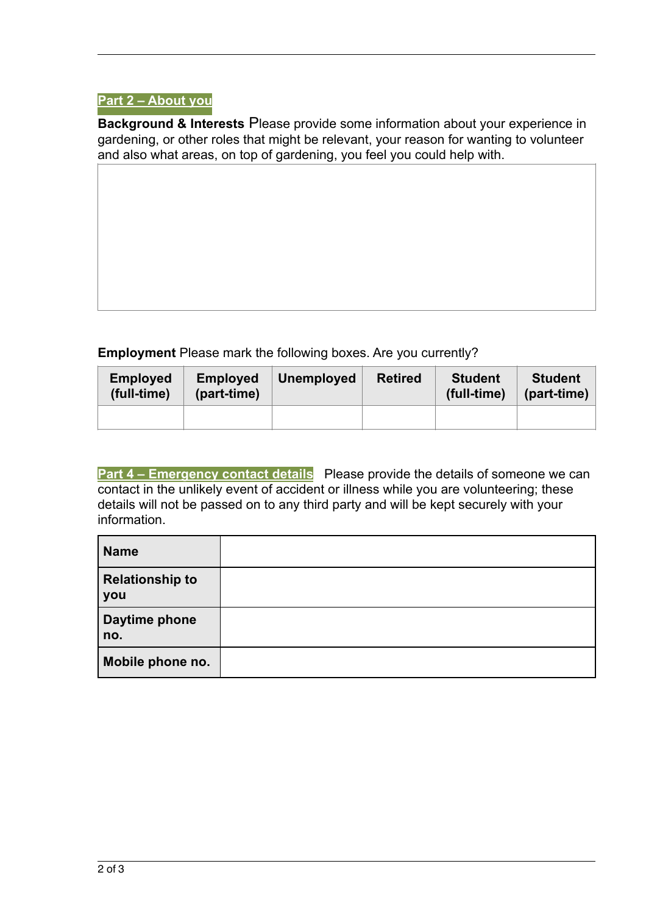## Part 2 – About you

**Background & Interests** Please provide some information about your experience in gardening, or other roles that might be relevant, your reason for wanting to volunteer and also what areas, on top of gardening, you feel you could help with.

| |
|---|
| |

**Employment** Please mark the following boxes. Are you currently?

| Employed (full-time) | Employed (part-time) | Unemployed | Retired | Student (full-time) | Student (part-time) |
|---|---|---|---|---|---|
| | | | | | |

## Part 4 – Emergency contact details

Please provide the details of someone we can contact in the unlikely event of accident or illness while you are volunteering; these details will not be passed on to any third party and will be kept securely with your information.

| | |
|---|---|
| **Name** | |
| **Relationship to you** | |
| **Daytime phone no.** | |
| **Mobile phone no.** | |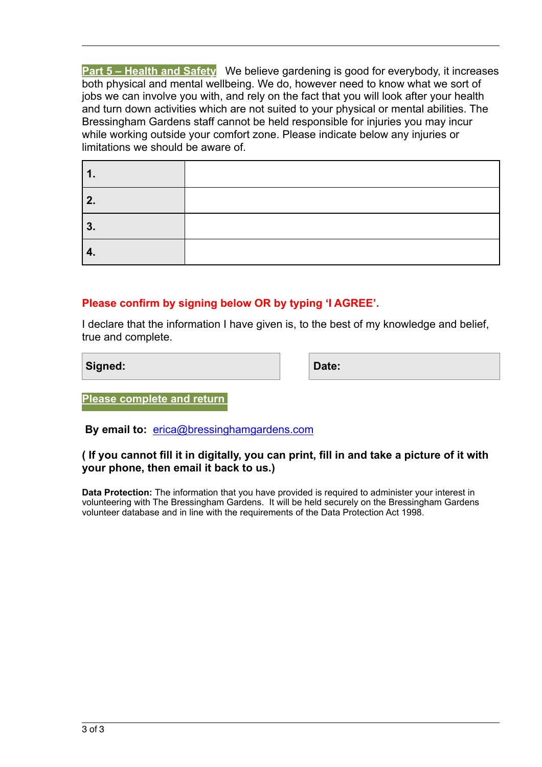**Part 5 – Health and Safety** We believe gardening is good for everybody, it increases both physical and mental wellbeing. We do, however need to know what we sort of jobs we can involve you with, and rely on the fact that you will look after your health and turn down activities which are not suited to your physical or mental abilities. The Bressingham Gardens staff cannot be held responsible for injuries you may incur while working outside your comfort zone. Please indicate below any injuries or limitations we should be aware of.

| | |
|---|---|
| **1.** | |
| **2.** | |
| **3.** | |
| **4.** | |

**Please confirm by signing below OR by typing 'I AGREE'.**

I declare that the information I have given is, to the best of my knowledge and belief, true and complete.

| | |
|---|---|
| **Signed:** | **Date:** |

**Please complete and return**

**By email to:** erica@bressinghamgardens.com

**( If you cannot fill it in digitally, you can print, fill in and take a picture of it with your phone, then email it back to us.)**

**Data Protection:** The information that you have provided is required to administer your interest in volunteering with The Bressingham Gardens. It will be held securely on the Bressingham Gardens volunteer database and in line with the requirements of the Data Protection Act 1998.